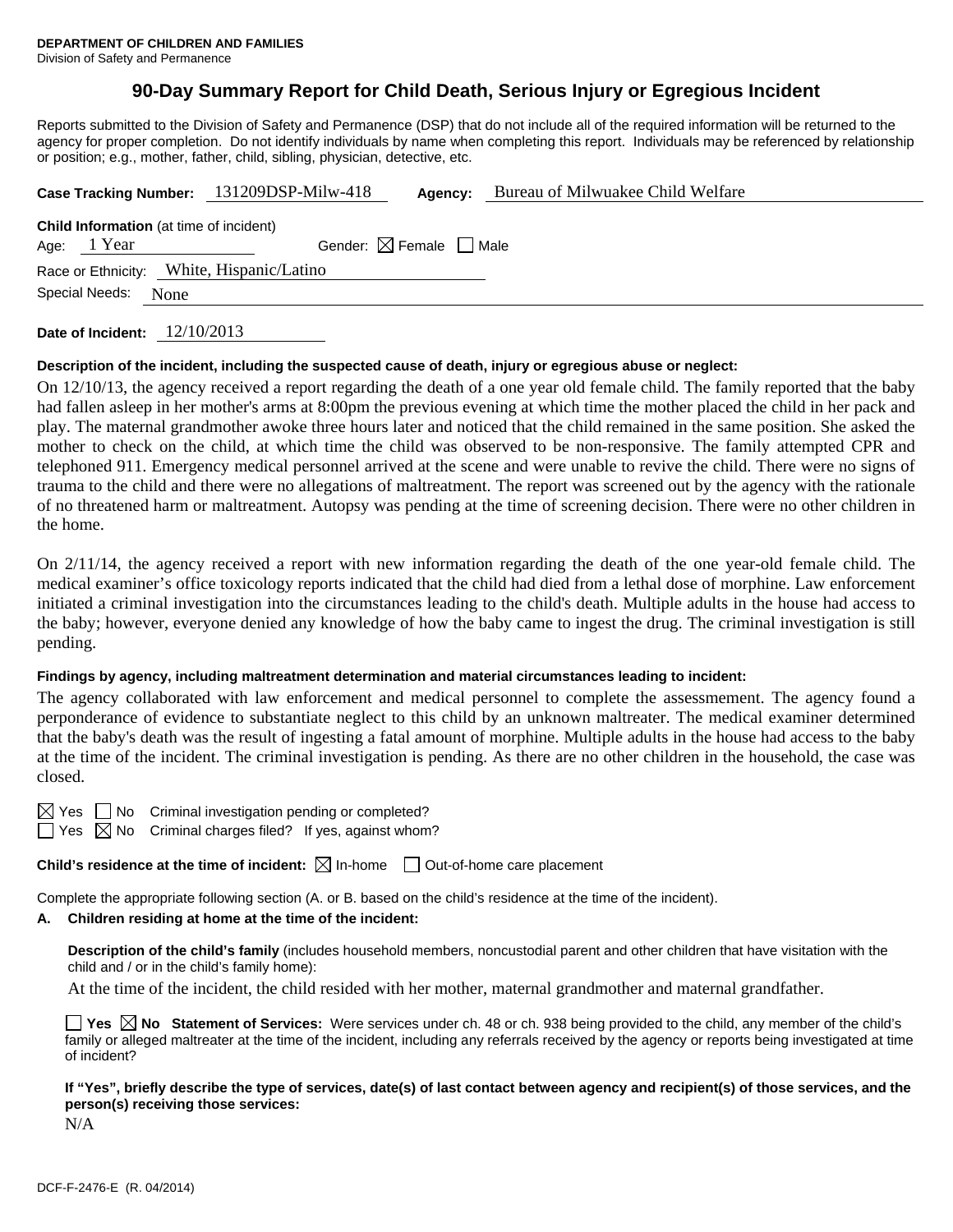**DEPARTMENT OF CHILDREN AND FAMILIES**
Division of Safety and Permanence

# 90-Day Summary Report for Child Death, Serious Injury or Egregious Incident

Reports submitted to the Division of Safety and Permanence (DSP) that do not include all of the required information will be returned to the agency for proper completion. Do not identify individuals by name when completing this report. Individuals may be referenced by relationship or position; e.g., mother, father, child, sibling, physician, detective, etc.

**Case Tracking Number:** 131209DSP-Milw-418 **Agency:** Bureau of Milwuakee Child Welfare

**Child Information** (at time of incident)
Age: 1 Year Gender: ☒ Female ☐ Male
Race or Ethnicity: White, Hispanic/Latino
Special Needs: None

**Date of Incident:** 12/10/2013

**Description of the incident, including the suspected cause of death, injury or egregious abuse or neglect:**

On 12/10/13, the agency received a report regarding the death of a one year old female child. The family reported that the baby had fallen asleep in her mother's arms at 8:00pm the previous evening at which time the mother placed the child in her pack and play. The maternal grandmother awoke three hours later and noticed that the child remained in the same position. She asked the mother to check on the child, at which time the child was observed to be non-responsive. The family attempted CPR and telephoned 911. Emergency medical personnel arrived at the scene and were unable to revive the child. There were no signs of trauma to the child and there were no allegations of maltreatment. The report was screened out by the agency with the rationale of no threatened harm or maltreatment. Autopsy was pending at the time of screening decision. There were no other children in the home.

On 2/11/14, the agency received a report with new information regarding the death of the one year-old female child. The medical examiner's office toxicology reports indicated that the child had died from a lethal dose of morphine. Law enforcement initiated a criminal investigation into the circumstances leading to the child's death. Multiple adults in the house had access to the baby; however, everyone denied any knowledge of how the baby came to ingest the drug. The criminal investigation is still pending.

**Findings by agency, including maltreatment determination and material circumstances leading to incident:**

The agency collaborated with law enforcement and medical personnel to complete the assessmement. The agency found a perponderance of evidence to substantiate neglect to this child by an unknown maltreater. The medical examiner determined that the baby's death was the result of ingesting a fatal amount of morphine. Multiple adults in the house had access to the baby at the time of the incident. The criminal investigation is pending. As there are no other children in the household, the case was closed.

☒ Yes ☐ No Criminal investigation pending or completed?
☐ Yes ☒ No Criminal charges filed? If yes, against whom?

**Child's residence at the time of incident:** ☒ In-home ☐ Out-of-home care placement

Complete the appropriate following section (A. or B. based on the child's residence at the time of the incident).

**A. Children residing at home at the time of the incident:**

**Description of the child's family** (includes household members, noncustodial parent and other children that have visitation with the child and / or in the child's family home):

At the time of the incident, the child resided with her mother, maternal grandmother and maternal grandfather.

☐ **Yes** ☒ **No Statement of Services:** Were services under ch. 48 or ch. 938 being provided to the child, any member of the child's family or alleged maltreater at the time of the incident, including any referrals received by the agency or reports being investigated at time of incident?

**If "Yes", briefly describe the type of services, date(s) of last contact between agency and recipient(s) of those services, and the person(s) receiving those services:**

N/A

DCF-F-2476-E (R. 04/2014)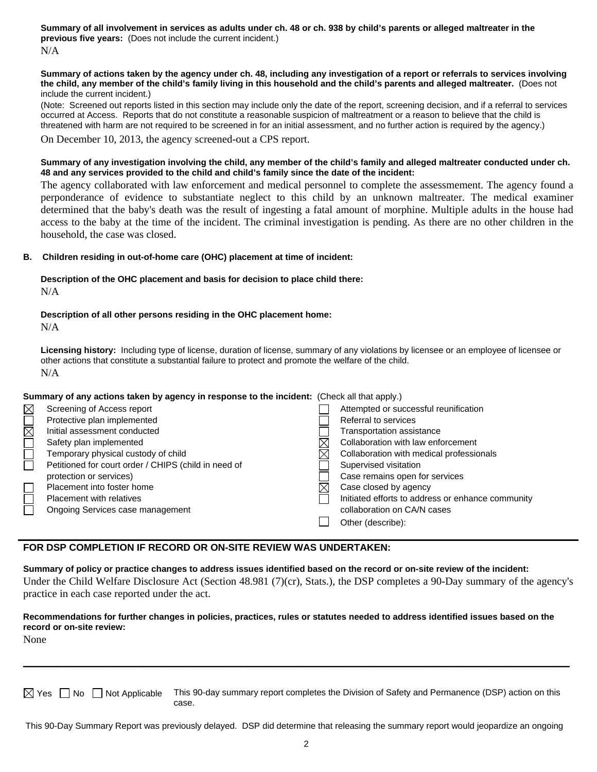**Summary of all involvement in services as adults under ch. 48 or ch. 938 by child's parents or alleged maltreater in the previous five years:** (Does not include the current incident.)

N/A

**Summary of actions taken by the agency under ch. 48, including any investigation of a report or referrals to services involving the child, any member of the child's family living in this household and the child's parents and alleged maltreater.** (Does not include the current incident.)

(Note: Screened out reports listed in this section may include only the date of the report, screening decision, and if a referral to services occurred at Access. Reports that do not constitute a reasonable suspicion of maltreatment or a reason to believe that the child is threatened with harm are not required to be screened in for an initial assessment, and no further action is required by the agency.)

On December 10, 2013, the agency screened-out a CPS report.

**Summary of any investigation involving the child, any member of the child's family and alleged maltreater conducted under ch. 48 and any services provided to the child and child's family since the date of the incident:**

The agency collaborated with law enforcement and medical personnel to complete the assessmement. The agency found a perponderance of evidence to substantiate neglect to this child by an unknown maltreater. The medical examiner determined that the baby's death was the result of ingesting a fatal amount of morphine. Multiple adults in the house had access to the baby at the time of the incident. The criminal investigation is pending. As there are no other children in the household, the case was closed.

**B. Children residing in out-of-home care (OHC) placement at time of incident:**

**Description of the OHC placement and basis for decision to place child there:**

N/A

**Description of all other persons residing in the OHC placement home:**

N/A

**Licensing history:** Including type of license, duration of license, summary of any violations by licensee or an employee of licensee or other actions that constitute a substantial failure to protect and promote the welfare of the child.

N/A

**Summary of any actions taken by agency in response to the incident:** (Check all that apply.)

- ☒ Screening of Access report
- ☐ Protective plan implemented
- ☒ Initial assessment conducted
- ☐ Safety plan implemented
- ☐ Temporary physical custody of child
- ☐ Petitioned for court order / CHIPS (child in need of protection or services)
- ☐ Placement into foster home
- ☐ Placement with relatives
- ☐ Ongoing Services case management
- ☐ Attempted or successful reunification
- ☐ Referral to services
- ☐ Transportation assistance
- ☒ Collaboration with law enforcement
- ☒ Collaboration with medical professionals
- ☐ Supervised visitation
- ☐ Case remains open for services
- ☒ Case closed by agency
- ☐ Initiated efforts to address or enhance community collaboration on CA/N cases
- ☐ Other (describe):

## FOR DSP COMPLETION IF RECORD OR ON-SITE REVIEW WAS UNDERTAKEN:

**Summary of policy or practice changes to address issues identified based on the record or on-site review of the incident:**

Under the Child Welfare Disclosure Act (Section 48.981 (7)(cr), Stats.), the DSP completes a 90-Day summary of the agency's practice in each case reported under the act.

**Recommendations for further changes in policies, practices, rules or statutes needed to address identified issues based on the record or on-site review:**

None

☒ Yes ☐ No ☐ Not Applicable This 90-day summary report completes the Division of Safety and Permanence (DSP) action on this case.

This 90-Day Summary Report was previously delayed. DSP did determine that releasing the summary report would jeopardize an ongoing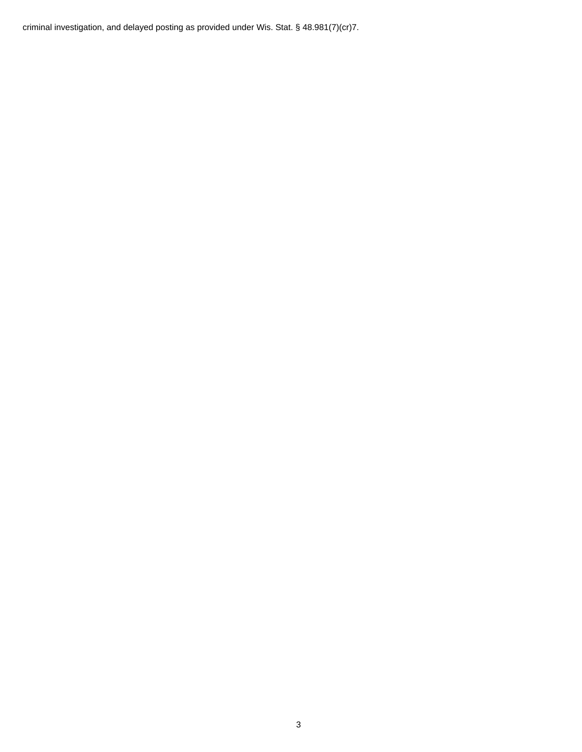criminal investigation, and delayed posting as provided under Wis. Stat. § 48.981(7)(cr)7.